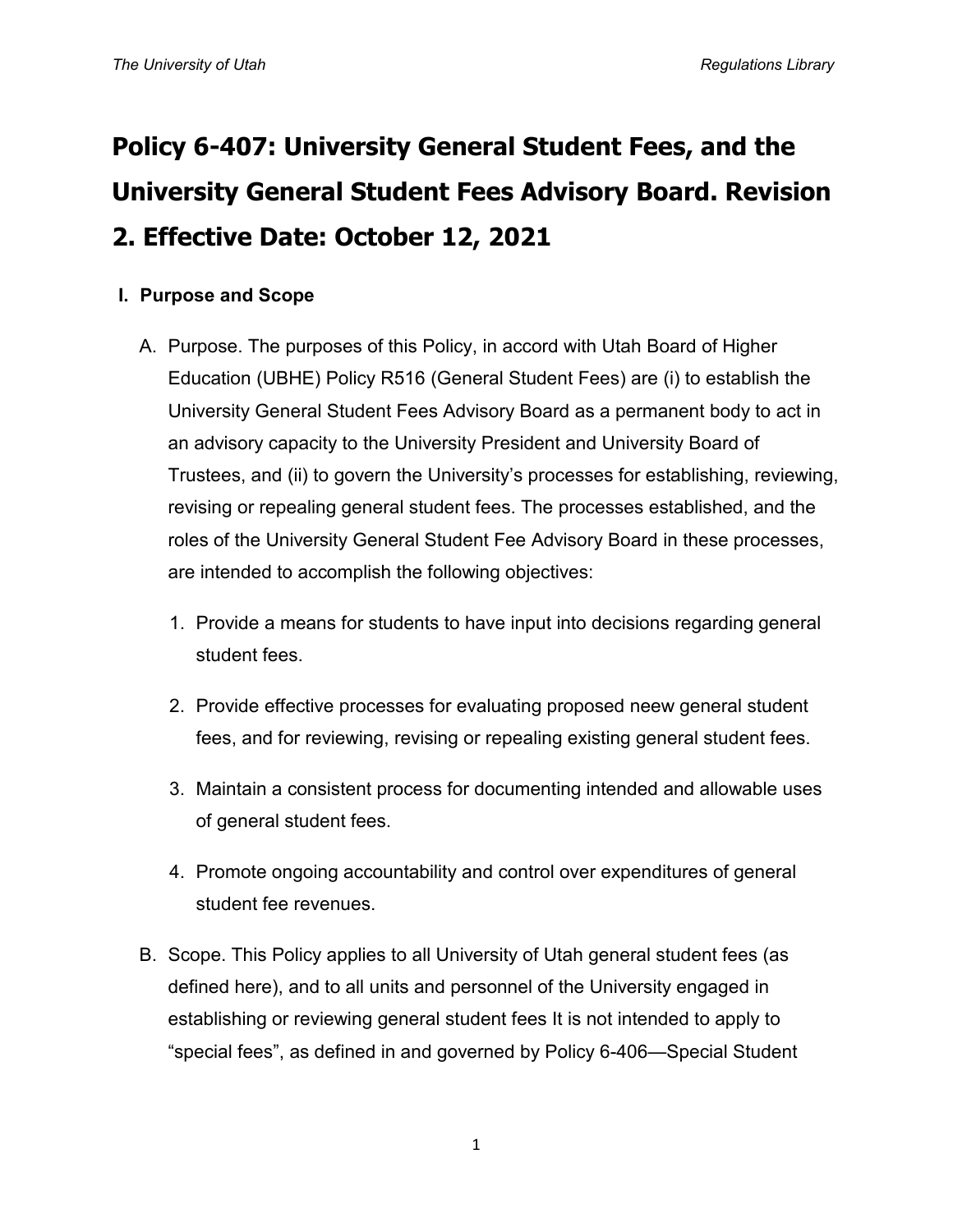# Policy 6-407: University General Student Fees, and the University General Student Fees Advisory Board. Revision 2. Effective Date: October 12, 2021

## I. Purpose and Scope

A. Purpose. The purposes of this Policy, in accord with Utah Board of Higher Education (UBHE) Policy R516 (General Student Fees) are (i) to establish the University General Student Fees Advisory Board as a permanent body to act in an advisory capacity to the University President and University Board of Trustees, and (ii) to govern the University's processes for establishing, reviewing, revising or repealing general student fees. The processes established, and the roles of the University General Student Fee Advisory Board in these processes, are intended to accomplish the following objectives:

1. Provide a means for students to have input into decisions regarding general student fees.

2. Provide effective processes for evaluating proposed neew general student fees, and for reviewing, revising or repealing existing general student fees.

3. Maintain a consistent process for documenting intended and allowable uses of general student fees.

4. Promote ongoing accountability and control over expenditures of general student fee revenues.

B. Scope. This Policy applies to all University of Utah general student fees (as defined here), and to all units and personnel of the University engaged in establishing or reviewing general student fees It is not intended to apply to "special fees", as defined in and governed by Policy 6-406—Special Student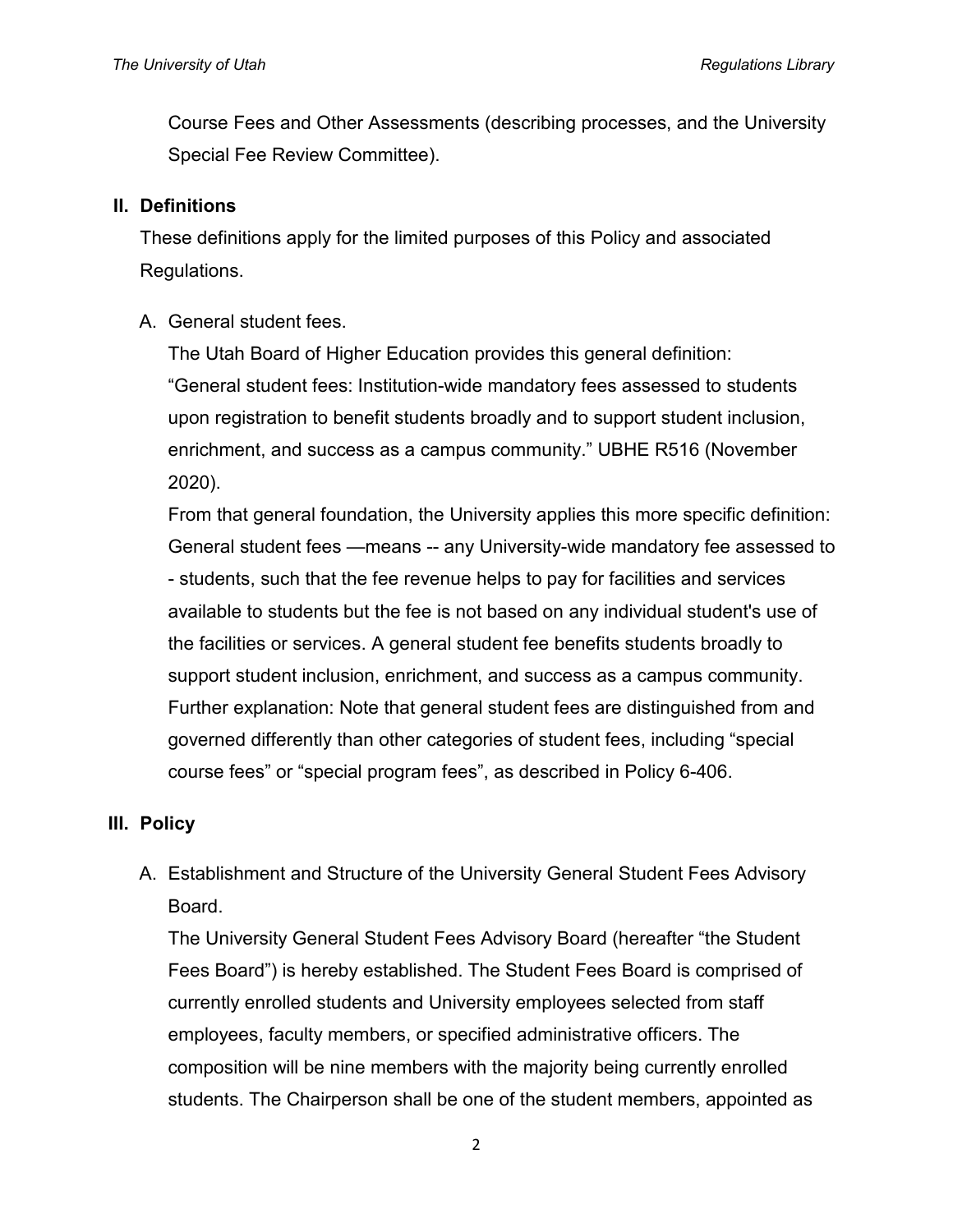Course Fees and Other Assessments (describing processes, and the University Special Fee Review Committee).

## II. Definitions

These definitions apply for the limited purposes of this Policy and associated Regulations.

A. General student fees.

The Utah Board of Higher Education provides this general definition: "General student fees: Institution-wide mandatory fees assessed to students upon registration to benefit students broadly and to support student inclusion, enrichment, and success as a campus community." UBHE R516 (November 2020).

From that general foundation, the University applies this more specific definition: General student fees —means -- any University-wide mandatory fee assessed to - students, such that the fee revenue helps to pay for facilities and services available to students but the fee is not based on any individual student's use of the facilities or services. A general student fee benefits students broadly to support student inclusion, enrichment, and success as a campus community.

Further explanation: Note that general student fees are distinguished from and governed differently than other categories of student fees, including "special course fees" or "special program fees", as described in Policy 6-406.

## III. Policy

A. Establishment and Structure of the University General Student Fees Advisory Board.

The University General Student Fees Advisory Board (hereafter "the Student Fees Board") is hereby established. The Student Fees Board is comprised of currently enrolled students and University employees selected from staff employees, faculty members, or specified administrative officers. The composition will be nine members with the majority being currently enrolled students. The Chairperson shall be one of the student members, appointed as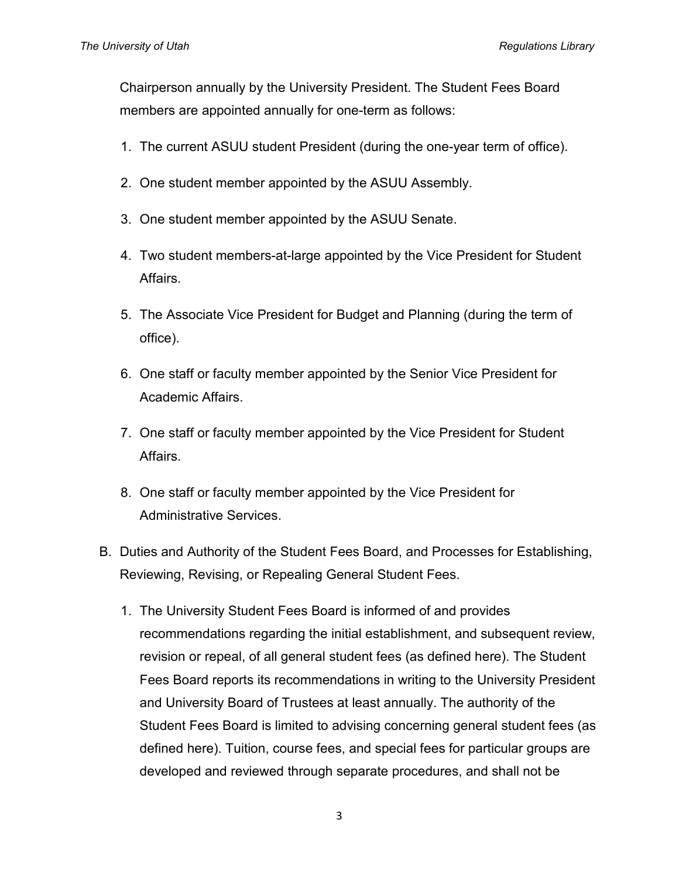Chairperson annually by the University President. The Student Fees Board members are appointed annually for one-term as follows:

1. The current ASUU student President (during the one-year term of office).
2. One student member appointed by the ASUU Assembly.
3. One student member appointed by the ASUU Senate.
4. Two student members-at-large appointed by the Vice President for Student Affairs.
5. The Associate Vice President for Budget and Planning (during the term of office).
6. One staff or faculty member appointed by the Senior Vice President for Academic Affairs.
7. One staff or faculty member appointed by the Vice President for Student Affairs.
8. One staff or faculty member appointed by the Vice President for Administrative Services.

B. Duties and Authority of the Student Fees Board, and Processes for Establishing, Reviewing, Revising, or Repealing General Student Fees.

1. The University Student Fees Board is informed of and provides recommendations regarding the initial establishment, and subsequent review, revision or repeal, of all general student fees (as defined here). The Student Fees Board reports its recommendations in writing to the University President and University Board of Trustees at least annually. The authority of the Student Fees Board is limited to advising concerning general student fees (as defined here). Tuition, course fees, and special fees for particular groups are developed and reviewed through separate procedures, and shall not be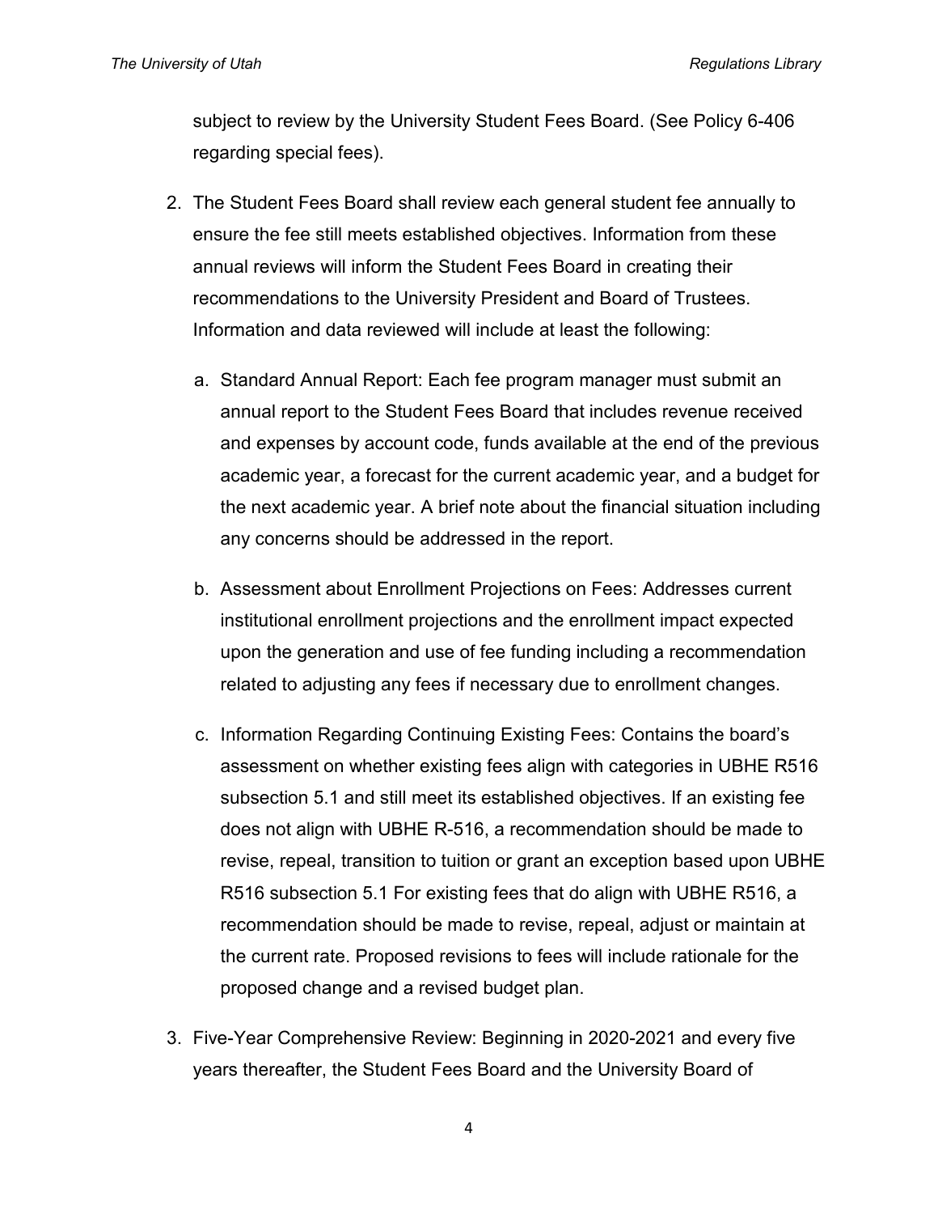subject to review by the University Student Fees Board. (See Policy 6-406 regarding special fees).

2. The Student Fees Board shall review each general student fee annually to ensure the fee still meets established objectives. Information from these annual reviews will inform the Student Fees Board in creating their recommendations to the University President and Board of Trustees. Information and data reviewed will include at least the following:

   a. Standard Annual Report: Each fee program manager must submit an annual report to the Student Fees Board that includes revenue received and expenses by account code, funds available at the end of the previous academic year, a forecast for the current academic year, and a budget for the next academic year. A brief note about the financial situation including any concerns should be addressed in the report.

   b. Assessment about Enrollment Projections on Fees: Addresses current institutional enrollment projections and the enrollment impact expected upon the generation and use of fee funding including a recommendation related to adjusting any fees if necessary due to enrollment changes.

   c. Information Regarding Continuing Existing Fees: Contains the board's assessment on whether existing fees align with categories in UBHE R516 subsection 5.1 and still meet its established objectives. If an existing fee does not align with UBHE R-516, a recommendation should be made to revise, repeal, transition to tuition or grant an exception based upon UBHE R516 subsection 5.1 For existing fees that do align with UBHE R516, a recommendation should be made to revise, repeal, adjust or maintain at the current rate. Proposed revisions to fees will include rationale for the proposed change and a revised budget plan.

3. Five-Year Comprehensive Review: Beginning in 2020-2021 and every five years thereafter, the Student Fees Board and the University Board of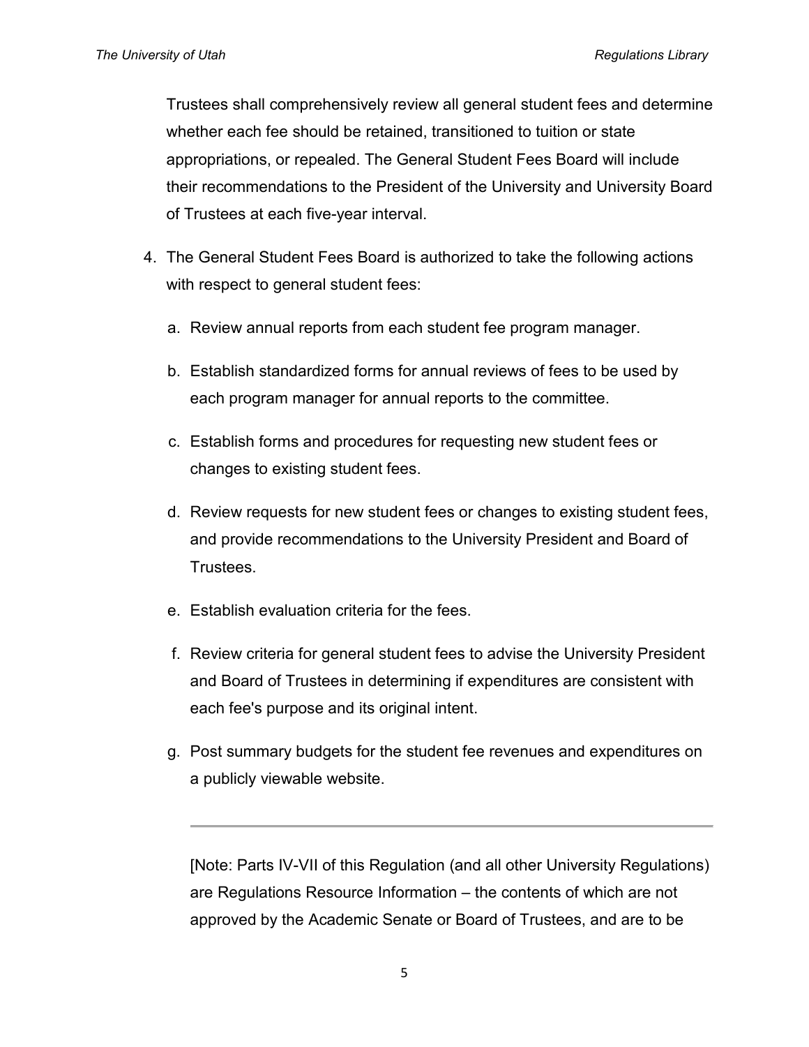Trustees shall comprehensively review all general student fees and determine whether each fee should be retained, transitioned to tuition or state appropriations, or repealed. The General Student Fees Board will include their recommendations to the President of the University and University Board of Trustees at each five-year interval.

4. The General Student Fees Board is authorized to take the following actions with respect to general student fees:

   a. Review annual reports from each student fee program manager.

   b. Establish standardized forms for annual reviews of fees to be used by each program manager for annual reports to the committee.

   c. Establish forms and procedures for requesting new student fees or changes to existing student fees.

   d. Review requests for new student fees or changes to existing student fees, and provide recommendations to the University President and Board of Trustees.

   e. Establish evaluation criteria for the fees.

   f. Review criteria for general student fees to advise the University President and Board of Trustees in determining if expenditures are consistent with each fee's purpose and its original intent.

   g. Post summary budgets for the student fee revenues and expenditures on a publicly viewable website.

---

[Note: Parts IV-VII of this Regulation (and all other University Regulations) are Regulations Resource Information – the contents of which are not approved by the Academic Senate or Board of Trustees, and are to be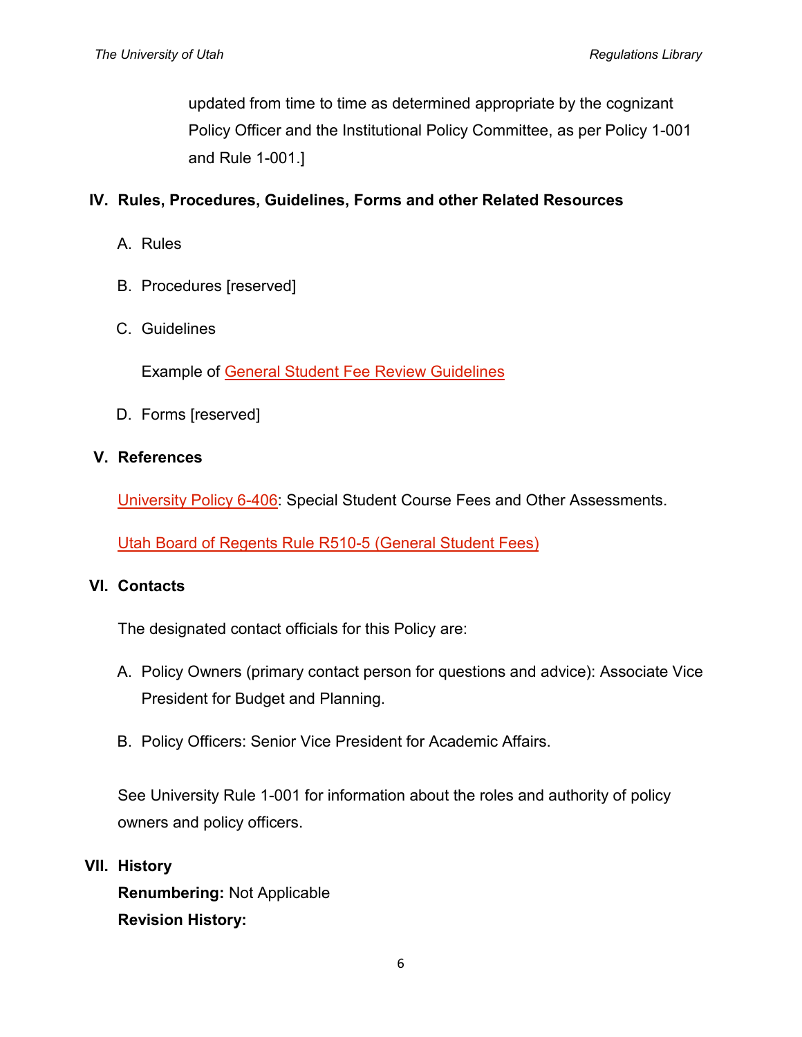updated from time to time as determined appropriate by the cognizant Policy Officer and the Institutional Policy Committee, as per Policy 1-001 and Rule 1-001.]

## IV. Rules, Procedures, Guidelines, Forms and other Related Resources

A. Rules

B. Procedures [reserved]

C. Guidelines

Example of General Student Fee Review Guidelines

D. Forms [reserved]

## V. References

University Policy 6-406: Special Student Course Fees and Other Assessments.

Utah Board of Regents Rule R510-5 (General Student Fees)

## VI. Contacts

The designated contact officials for this Policy are:

A. Policy Owners (primary contact person for questions and advice): Associate Vice President for Budget and Planning.

B. Policy Officers: Senior Vice President for Academic Affairs.

See University Rule 1-001 for information about the roles and authority of policy owners and policy officers.

## VII. History

**Renumbering:** Not Applicable

**Revision History:**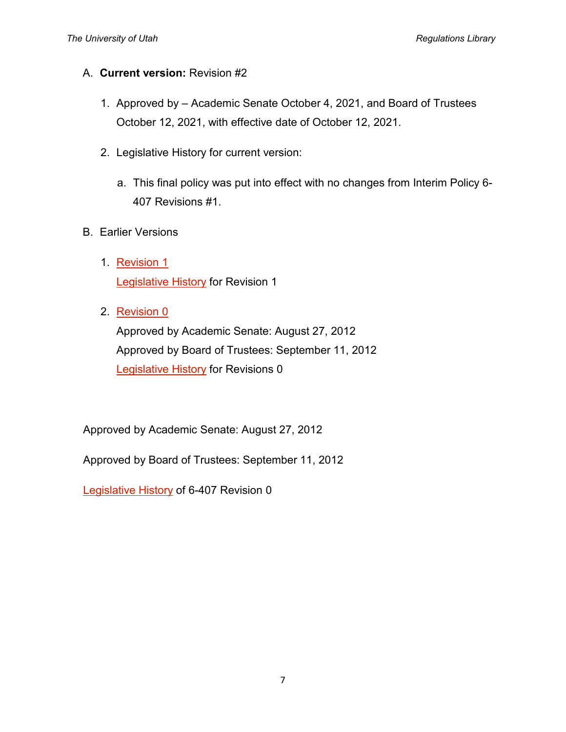A. **Current version:** Revision #2

1. Approved by – Academic Senate October 4, 2021, and Board of Trustees October 12, 2021, with effective date of October 12, 2021.

2. Legislative History for current version:

   a. This final policy was put into effect with no changes from Interim Policy 6-407 Revisions #1.

B. Earlier Versions

1. Revision 1
   Legislative History for Revision 1

2. Revision 0
   Approved by Academic Senate: August 27, 2012
   Approved by Board of Trustees: September 11, 2012
   Legislative History for Revisions 0

Approved by Academic Senate: August 27, 2012

Approved by Board of Trustees: September 11, 2012

Legislative History of 6-407 Revision 0